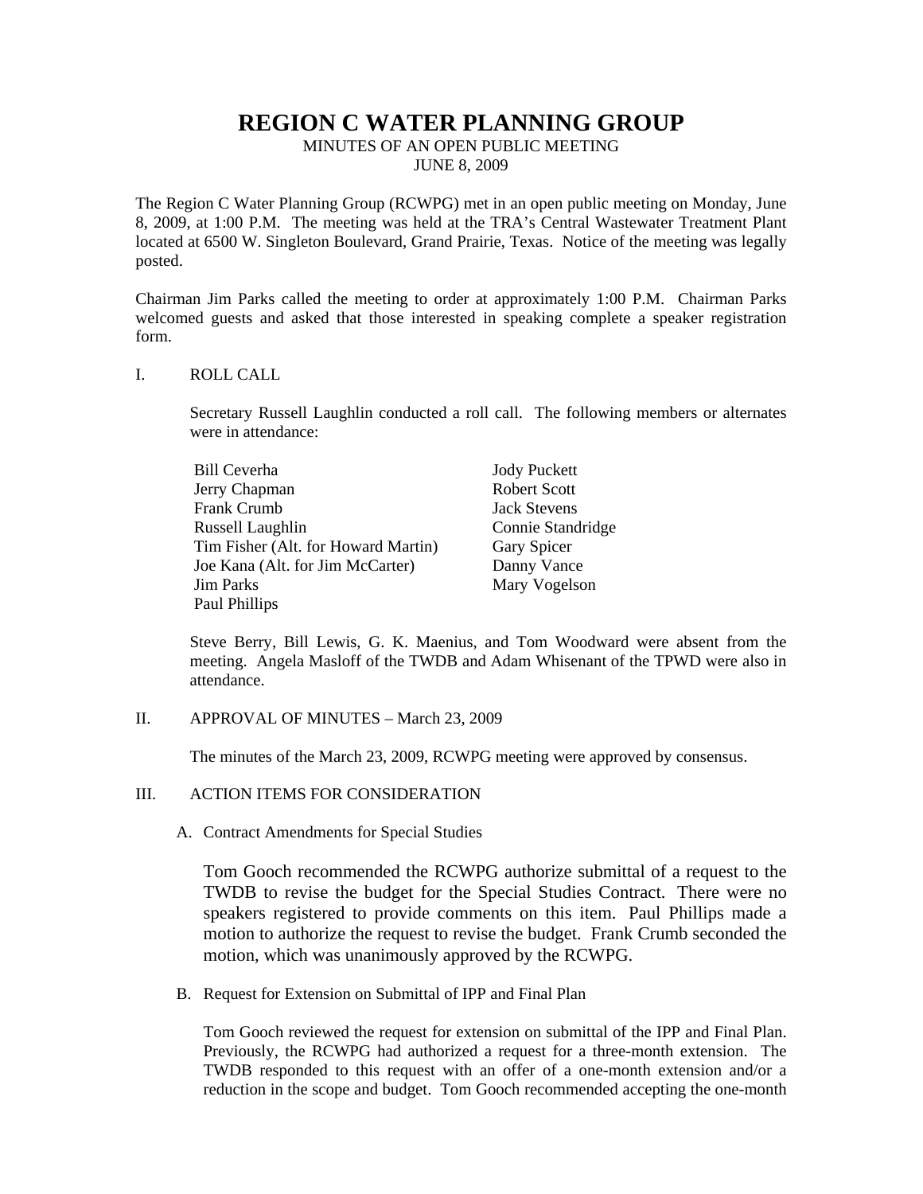# REGION C WATER PLANNING GROUP

MINUTES OF AN OPEN PUBLIC MEETING
JUNE 8, 2009

The Region C Water Planning Group (RCWPG) met in an open public meeting on Monday, June 8, 2009, at 1:00 P.M. The meeting was held at the TRA's Central Wastewater Treatment Plant located at 6500 W. Singleton Boulevard, Grand Prairie, Texas. Notice of the meeting was legally posted.

Chairman Jim Parks called the meeting to order at approximately 1:00 P.M. Chairman Parks welcomed guests and asked that those interested in speaking complete a speaker registration form.

I. ROLL CALL

Secretary Russell Laughlin conducted a roll call. The following members or alternates were in attendance:

- Bill Ceverha
- Jerry Chapman
- Frank Crumb
- Russell Laughlin
- Tim Fisher (Alt. for Howard Martin)
- Joe Kana (Alt. for Jim McCarter)
- Jim Parks
- Paul Phillips
- Jody Puckett
- Robert Scott
- Jack Stevens
- Connie Standridge
- Gary Spicer
- Danny Vance
- Mary Vogelson

Steve Berry, Bill Lewis, G. K. Maenius, and Tom Woodward were absent from the meeting. Angela Masloff of the TWDB and Adam Whisenant of the TPWD were also in attendance.

II. APPROVAL OF MINUTES – March 23, 2009

The minutes of the March 23, 2009, RCWPG meeting were approved by consensus.

III. ACTION ITEMS FOR CONSIDERATION

A. Contract Amendments for Special Studies

Tom Gooch recommended the RCWPG authorize submittal of a request to the TWDB to revise the budget for the Special Studies Contract. There were no speakers registered to provide comments on this item. Paul Phillips made a motion to authorize the request to revise the budget. Frank Crumb seconded the motion, which was unanimously approved by the RCWPG.

B. Request for Extension on Submittal of IPP and Final Plan

Tom Gooch reviewed the request for extension on submittal of the IPP and Final Plan. Previously, the RCWPG had authorized a request for a three-month extension. The TWDB responded to this request with an offer of a one-month extension and/or a reduction in the scope and budget. Tom Gooch recommended accepting the one-month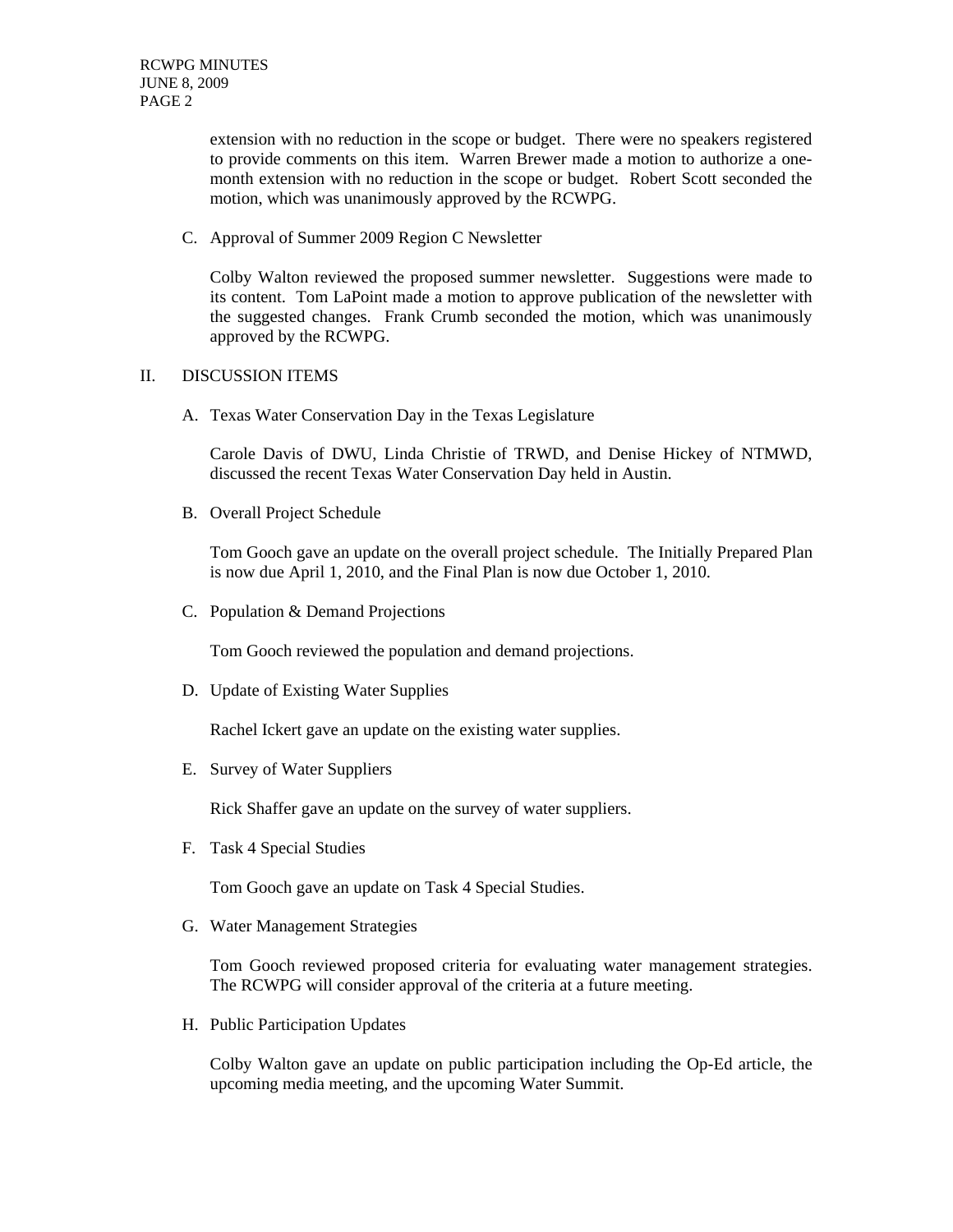extension with no reduction in the scope or budget. There were no speakers registered to provide comments on this item. Warren Brewer made a motion to authorize a one-month extension with no reduction in the scope or budget. Robert Scott seconded the motion, which was unanimously approved by the RCWPG.

C. Approval of Summer 2009 Region C Newsletter

Colby Walton reviewed the proposed summer newsletter. Suggestions were made to its content. Tom LaPoint made a motion to approve publication of the newsletter with the suggested changes. Frank Crumb seconded the motion, which was unanimously approved by the RCWPG.

II. DISCUSSION ITEMS

A. Texas Water Conservation Day in the Texas Legislature

Carole Davis of DWU, Linda Christie of TRWD, and Denise Hickey of NTMWD, discussed the recent Texas Water Conservation Day held in Austin.

B. Overall Project Schedule

Tom Gooch gave an update on the overall project schedule. The Initially Prepared Plan is now due April 1, 2010, and the Final Plan is now due October 1, 2010.

C. Population & Demand Projections

Tom Gooch reviewed the population and demand projections.

D. Update of Existing Water Supplies

Rachel Ickert gave an update on the existing water supplies.

E. Survey of Water Suppliers

Rick Shaffer gave an update on the survey of water suppliers.

F. Task 4 Special Studies

Tom Gooch gave an update on Task 4 Special Studies.

G. Water Management Strategies

Tom Gooch reviewed proposed criteria for evaluating water management strategies. The RCWPG will consider approval of the criteria at a future meeting.

H. Public Participation Updates

Colby Walton gave an update on public participation including the Op-Ed article, the upcoming media meeting, and the upcoming Water Summit.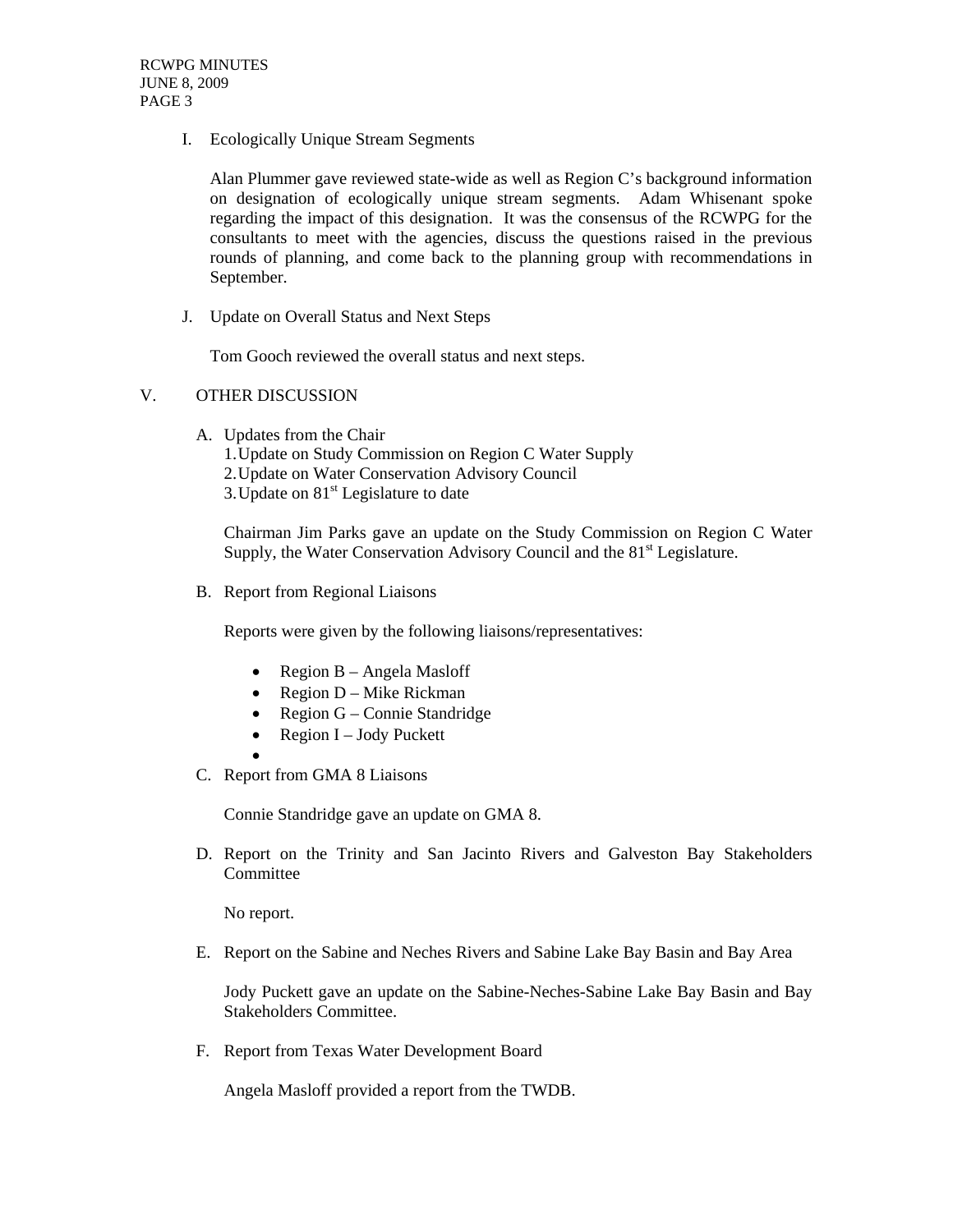I. Ecologically Unique Stream Segments

Alan Plummer gave reviewed state-wide as well as Region C's background information on designation of ecologically unique stream segments. Adam Whisenant spoke regarding the impact of this designation. It was the consensus of the RCWPG for the consultants to meet with the agencies, discuss the questions raised in the previous rounds of planning, and come back to the planning group with recommendations in September.

J. Update on Overall Status and Next Steps

Tom Gooch reviewed the overall status and next steps.

## V. OTHER DISCUSSION

A. Updates from the Chair
1. Update on Study Commission on Region C Water Supply
2. Update on Water Conservation Advisory Council
3. Update on 81st Legislature to date

Chairman Jim Parks gave an update on the Study Commission on Region C Water Supply, the Water Conservation Advisory Council and the 81st Legislature.

B. Report from Regional Liaisons

Reports were given by the following liaisons/representatives:

- Region B – Angela Masloff
- Region D – Mike Rickman
- Region G – Connie Standridge
- Region I – Jody Puckett
-

C. Report from GMA 8 Liaisons

Connie Standridge gave an update on GMA 8.

D. Report on the Trinity and San Jacinto Rivers and Galveston Bay Stakeholders Committee

No report.

E. Report on the Sabine and Neches Rivers and Sabine Lake Bay Basin and Bay Area

Jody Puckett gave an update on the Sabine-Neches-Sabine Lake Bay Basin and Bay Stakeholders Committee.

F. Report from Texas Water Development Board

Angela Masloff provided a report from the TWDB.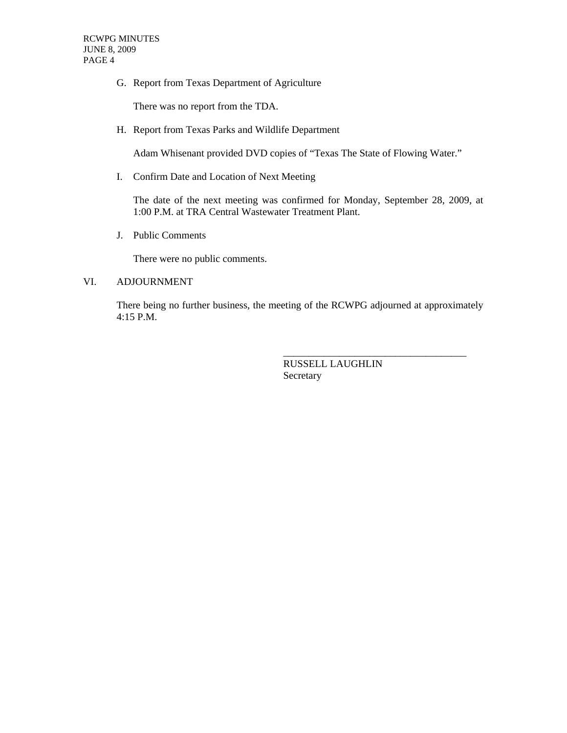G. Report from Texas Department of Agriculture

   There was no report from the TDA.

H. Report from Texas Parks and Wildlife Department

   Adam Whisenant provided DVD copies of "Texas The State of Flowing Water."

I. Confirm Date and Location of Next Meeting

   The date of the next meeting was confirmed for Monday, September 28, 2009, at 1:00 P.M. at TRA Central Wastewater Treatment Plant.

J. Public Comments

   There were no public comments.

VI. ADJOURNMENT

There being no further business, the meeting of the RCWPG adjourned at approximately 4:15 P.M.

_____________________________________
RUSSELL LAUGHLIN
Secretary